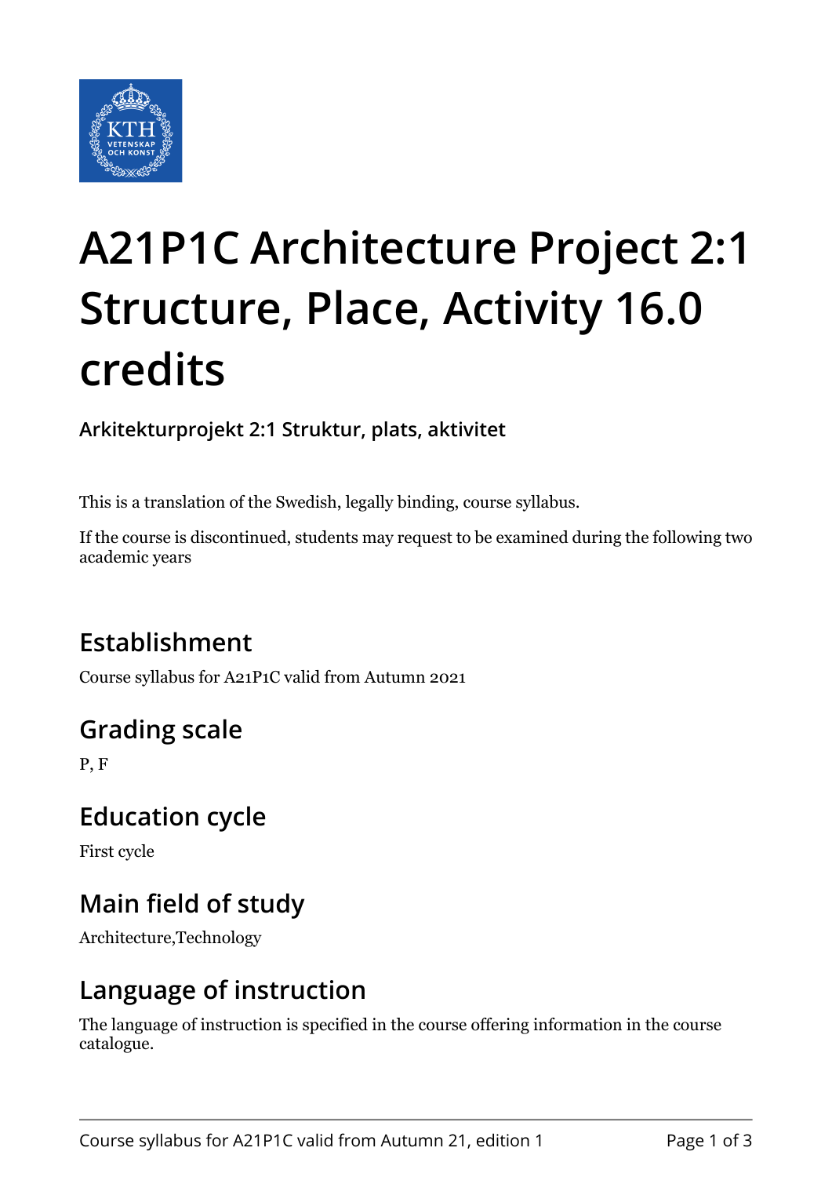# A21P1C Architecture Project 2:1 Structure, Place, Activity 16.0 credits

**Arkitekturprojekt 2:1 Struktur, plats, aktivitet**

This is a translation of the Swedish, legally binding, course syllabus.

If the course is discontinued, students may request to be examined during the following two academic years

## Establishment

Course syllabus for A21P1C valid from Autumn 2021

## Grading scale

P, F

## Education cycle

First cycle

## Main field of study

Architecture,Technology

## Language of instruction

The language of instruction is specified in the course offering information in the course catalogue.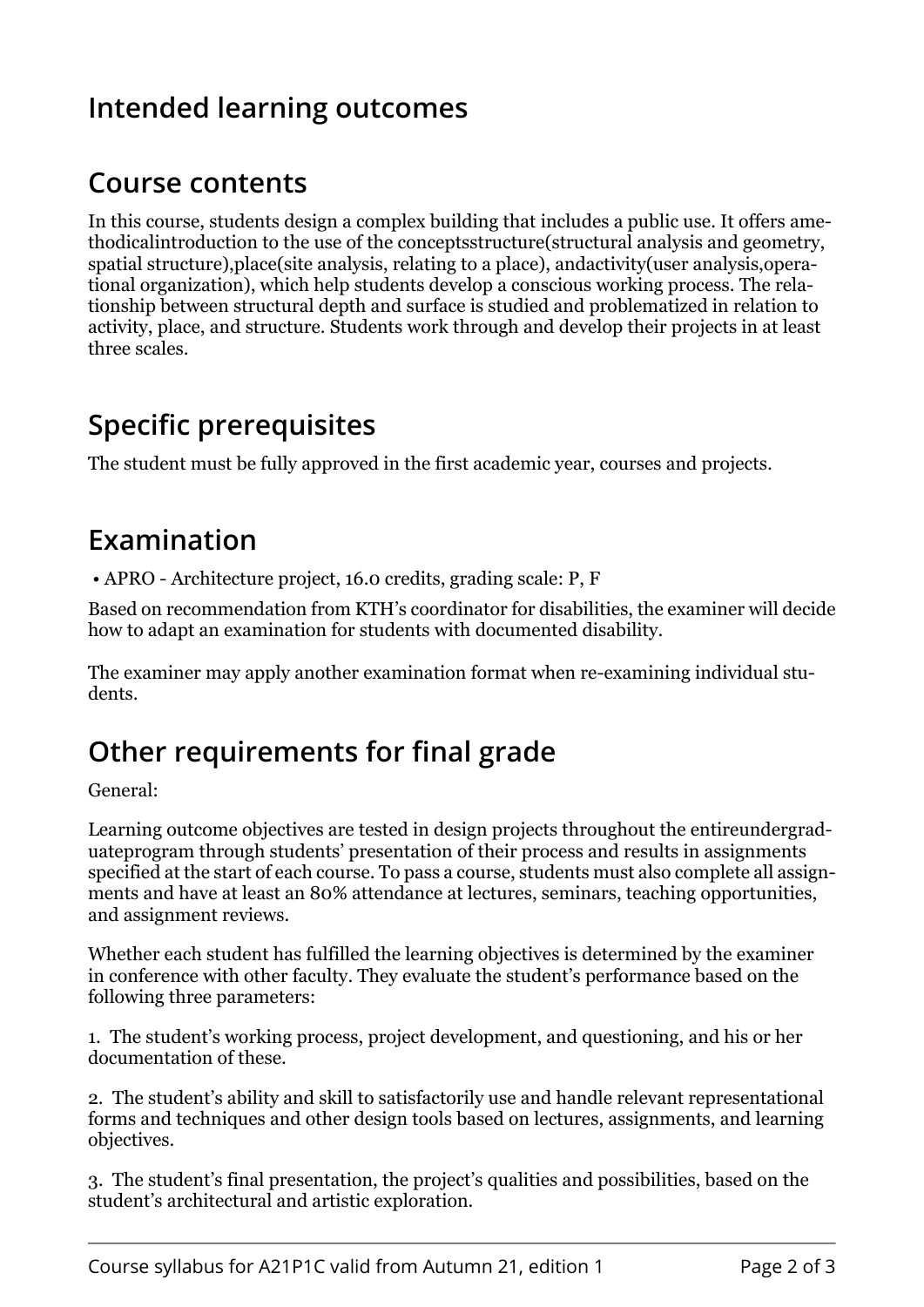## Intended learning outcomes

## Course contents

In this course, students design a complex building that includes a public use. It offers amethodicalintroduction to the use of the conceptsstructure(structural analysis and geometry, spatial structure),place(site analysis, relating to a place), andactivity(user analysis,operational organization), which help students develop a conscious working process. The relationship between structural depth and surface is studied and problematized in relation to activity, place, and structure. Students work through and develop their projects in at least three scales.

## Specific prerequisites

The student must be fully approved in the first academic year, courses and projects.

## Examination

- APRO - Architecture project, 16.0 credits, grading scale: P, F

Based on recommendation from KTH's coordinator for disabilities, the examiner will decide how to adapt an examination for students with documented disability.

The examiner may apply another examination format when re-examining individual students.

## Other requirements for final grade

General:

Learning outcome objectives are tested in design projects throughout the entireundergraduateprogram through students' presentation of their process and results in assignments specified at the start of each course. To pass a course, students must also complete all assignments and have at least an 80% attendance at lectures, seminars, teaching opportunities, and assignment reviews.

Whether each student has fulfilled the learning objectives is determined by the examiner in conference with other faculty. They evaluate the student's performance based on the following three parameters:

1. The student's working process, project development, and questioning, and his or her documentation of these.

2. The student's ability and skill to satisfactorily use and handle relevant representational forms and techniques and other design tools based on lectures, assignments, and learning objectives.

3. The student's final presentation, the project's qualities and possibilities, based on the student's architectural and artistic exploration.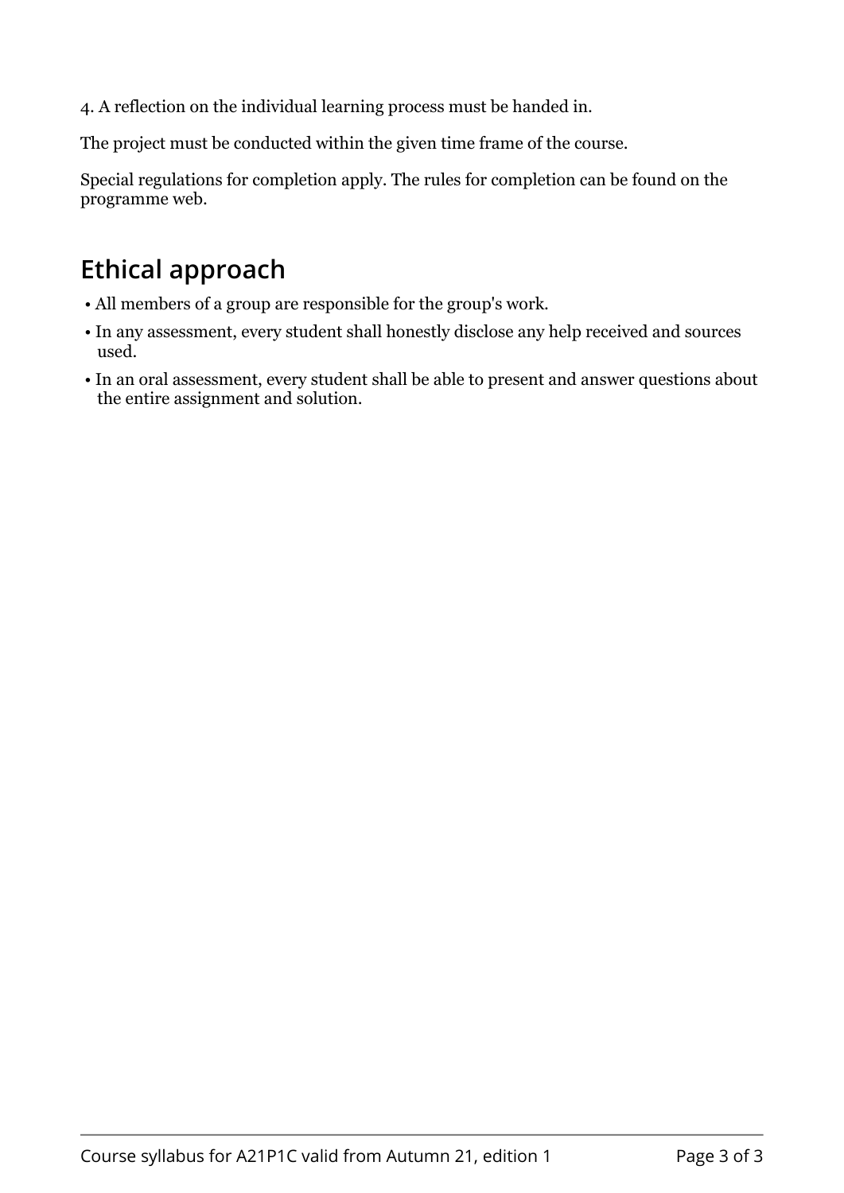4. A reflection on the individual learning process must be handed in.

The project must be conducted within the given time frame of the course.

Special regulations for completion apply. The rules for completion can be found on the programme web.

## Ethical approach

- All members of a group are responsible for the group's work.
- In any assessment, every student shall honestly disclose any help received and sources used.
- In an oral assessment, every student shall be able to present and answer questions about the entire assignment and solution.